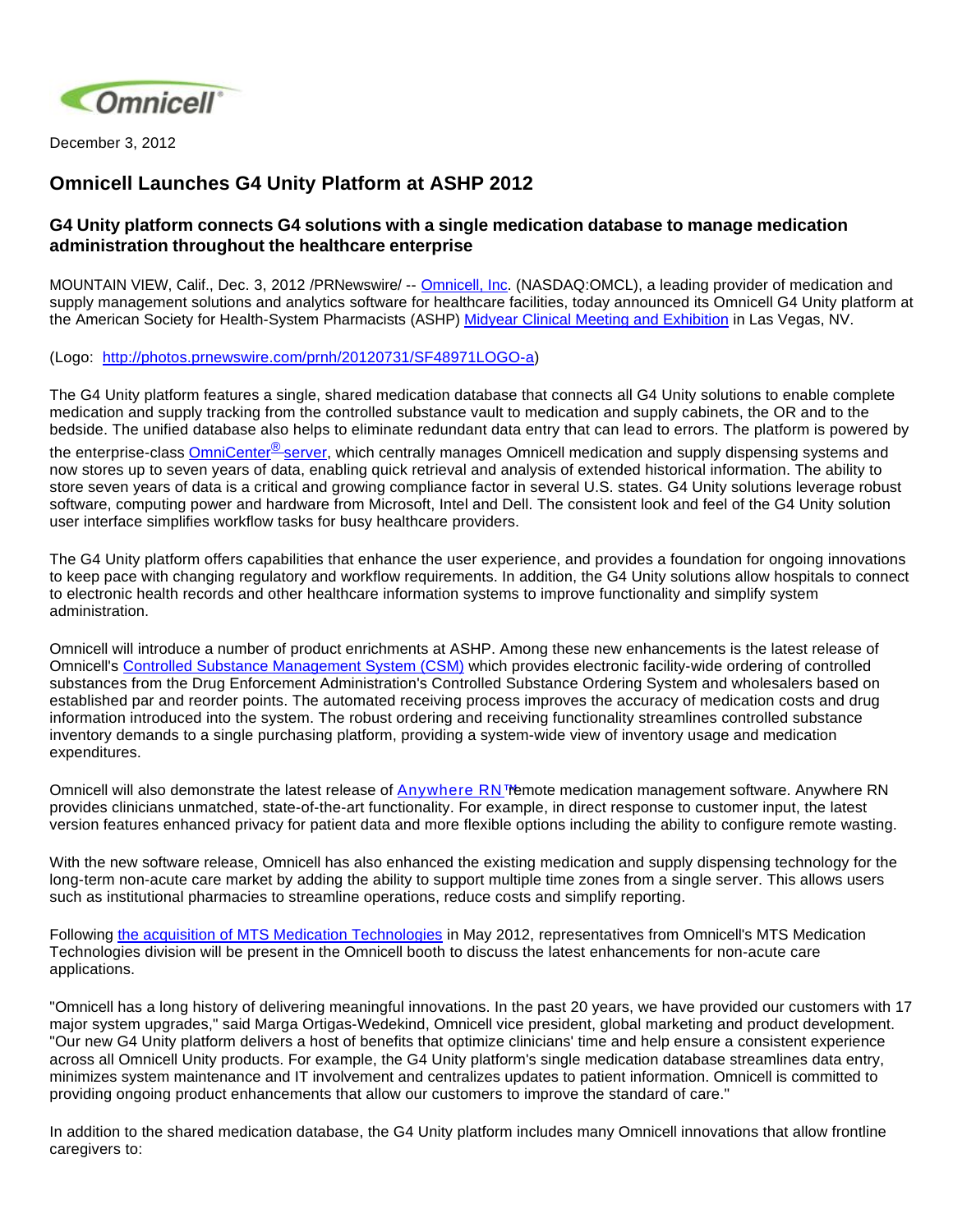Omnicell

December 3, 2012

# Omnicell Launches G4 Unity Platform at ASHP 2012

## G4 Unity platform connects G4 solutions with a single medication database to manage medication administration throughout the healthcare enterprise

MOUNTAIN VIEW, Calif., Dec. 3, 2012 /PRNewswire/ -- Omnicell, Inc. (NASDAQ:OMCL), a leading provider of medication and supply management solutions and analytics software for healthcare facilities, today announced its Omnicell G4 Unity platform at the American Society for Health-System Pharmacists (ASHP) Midyear Clinical Meeting and Exhibition in Las Vegas, NV.

(Logo: http://photos.prnewswire.com/prnh/20120731/SF48971LOGO-a)

The G4 Unity platform features a single, shared medication database that connects all G4 Unity solutions to enable complete medication and supply tracking from the controlled substance vault to medication and supply cabinets, the OR and to the bedside. The unified database also helps to eliminate redundant data entry that can lead to errors. The platform is powered by the enterprise-class OmniCenter® server, which centrally manages Omnicell medication and supply dispensing systems and now stores up to seven years of data, enabling quick retrieval and analysis of extended historical information. The ability to store seven years of data is a critical and growing compliance factor in several U.S. states. G4 Unity solutions leverage robust software, computing power and hardware from Microsoft, Intel and Dell. The consistent look and feel of the G4 Unity solution user interface simplifies workflow tasks for busy healthcare providers.

The G4 Unity platform offers capabilities that enhance the user experience, and provides a foundation for ongoing innovations to keep pace with changing regulatory and workflow requirements. In addition, the G4 Unity solutions allow hospitals to connect to electronic health records and other healthcare information systems to improve functionality and simplify system administration.

Omnicell will introduce a number of product enrichments at ASHP. Among these new enhancements is the latest release of Omnicell's Controlled Substance Management System (CSM) which provides electronic facility-wide ordering of controlled substances from the Drug Enforcement Administration's Controlled Substance Ordering System and wholesalers based on established par and reorder points. The automated receiving process improves the accuracy of medication costs and drug information introduced into the system. The robust ordering and receiving functionality streamlines controlled substance inventory demands to a single purchasing platform, providing a system-wide view of inventory usage and medication expenditures.

Omnicell will also demonstrate the latest release of Anywhere RN™ remote medication management software. Anywhere RN provides clinicians unmatched, state-of-the-art functionality. For example, in direct response to customer input, the latest version features enhanced privacy for patient data and more flexible options including the ability to configure remote wasting.

With the new software release, Omnicell has also enhanced the existing medication and supply dispensing technology for the long-term non-acute care market by adding the ability to support multiple time zones from a single server. This allows users such as institutional pharmacies to streamline operations, reduce costs and simplify reporting.

Following the acquisition of MTS Medication Technologies in May 2012, representatives from Omnicell's MTS Medication Technologies division will be present in the Omnicell booth to discuss the latest enhancements for non-acute care applications.

"Omnicell has a long history of delivering meaningful innovations. In the past 20 years, we have provided our customers with 17 major system upgrades," said Marga Ortigas-Wedekind, Omnicell vice president, global marketing and product development. "Our new G4 Unity platform delivers a host of benefits that optimize clinicians' time and help ensure a consistent experience across all Omnicell Unity products. For example, the G4 Unity platform's single medication database streamlines data entry, minimizes system maintenance and IT involvement and centralizes updates to patient information. Omnicell is committed to providing ongoing product enhancements that allow our customers to improve the standard of care."

In addition to the shared medication database, the G4 Unity platform includes many Omnicell innovations that allow frontline caregivers to: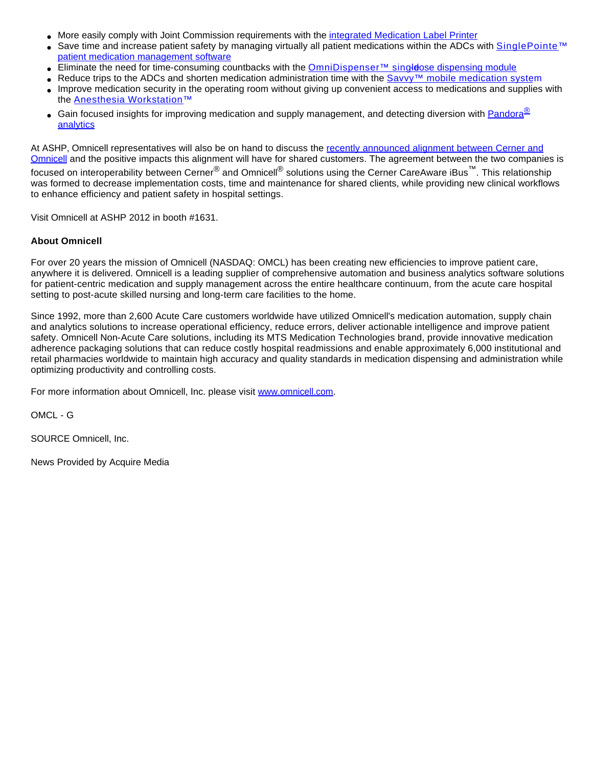- More easily comply with Joint Commission requirements with the integrated Medication Label Printer
- Save time and increase patient safety by managing virtually all patient medications within the ADCs with SinglePointe™ patient medication management software
- Eliminate the need for time-consuming countbacks with the OmniDispenser™ single-dose dispensing module
- Reduce trips to the ADCs and shorten medication administration time with the Savvy™ mobile medication system
- Improve medication security in the operating room without giving up convenient access to medications and supplies with the Anesthesia Workstation™
- Gain focused insights for improving medication and supply management, and detecting diversion with Pandora® analytics

At ASHP, Omnicell representatives will also be on hand to discuss the recently announced alignment between Cerner and Omnicell and the positive impacts this alignment will have for shared customers. The agreement between the two companies is focused on interoperability between Cerner® and Omnicell® solutions using the Cerner CareAware iBus™. This relationship was formed to decrease implementation costs, time and maintenance for shared clients, while providing new clinical workflows to enhance efficiency and patient safety in hospital settings.

Visit Omnicell at ASHP 2012 in booth #1631.

**About Omnicell**

For over 20 years the mission of Omnicell (NASDAQ: OMCL) has been creating new efficiencies to improve patient care, anywhere it is delivered. Omnicell is a leading supplier of comprehensive automation and business analytics software solutions for patient-centric medication and supply management across the entire healthcare continuum, from the acute care hospital setting to post-acute skilled nursing and long-term care facilities to the home.

Since 1992, more than 2,600 Acute Care customers worldwide have utilized Omnicell's medication automation, supply chain and analytics solutions to increase operational efficiency, reduce errors, deliver actionable intelligence and improve patient safety. Omnicell Non-Acute Care solutions, including its MTS Medication Technologies brand, provide innovative medication adherence packaging solutions that can reduce costly hospital readmissions and enable approximately 6,000 institutional and retail pharmacies worldwide to maintain high accuracy and quality standards in medication dispensing and administration while optimizing productivity and controlling costs.

For more information about Omnicell, Inc. please visit www.omnicell.com.

OMCL - G

SOURCE Omnicell, Inc.

News Provided by Acquire Media